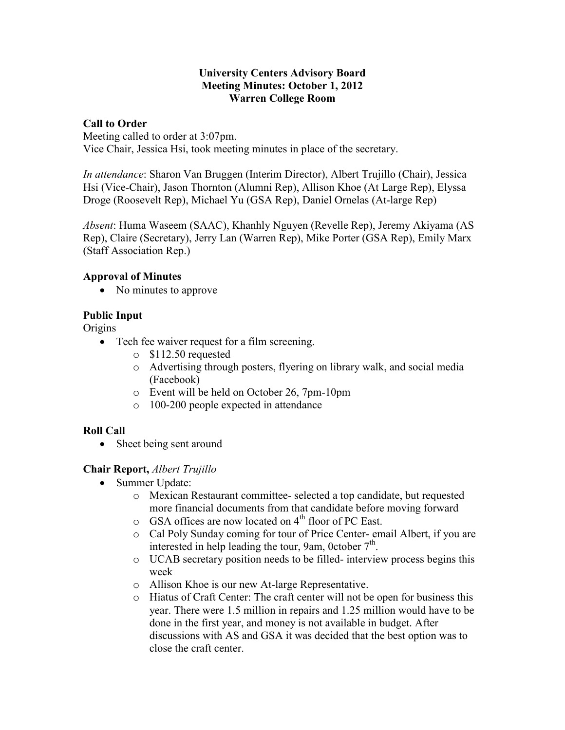**University Centers Advisory Board**
**Meeting Minutes: October 1, 2012**
**Warren College Room**

## Call to Order

Meeting called to order at 3:07pm.
Vice Chair, Jessica Hsi, took meeting minutes in place of the secretary.

*In attendance*: Sharon Van Bruggen (Interim Director), Albert Trujillo (Chair), Jessica Hsi (Vice-Chair), Jason Thornton (Alumni Rep), Allison Khoe (At Large Rep), Elyssa Droge (Roosevelt Rep), Michael Yu (GSA Rep), Daniel Ornelas (At-large Rep)

*Absent*: Huma Waseem (SAAC), Khanhly Nguyen (Revelle Rep), Jeremy Akiyama (AS Rep), Claire (Secretary), Jerry Lan (Warren Rep), Mike Porter (GSA Rep), Emily Marx (Staff Association Rep.)

## Approval of Minutes

- No minutes to approve

## Public Input

Origins

- Tech fee waiver request for a film screening.
    - $112.50 requested
    - Advertising through posters, flyering on library walk, and social media (Facebook)
    - Event will be held on October 26, 7pm-10pm
    - 100-200 people expected in attendance

## Roll Call

- Sheet being sent around

## Chair Report, *Albert Trujillo*

- Summer Update:
    - Mexican Restaurant committee- selected a top candidate, but requested more financial documents from that candidate before moving forward
    - GSA offices are now located on 4th floor of PC East.
    - Cal Poly Sunday coming for tour of Price Center- email Albert, if you are interested in help leading the tour, 9am, 0ctober 7th.
    - UCAB secretary position needs to be filled- interview process begins this week
    - Allison Khoe is our new At-large Representative.
    - Hiatus of Craft Center: The craft center will not be open for business this year. There were 1.5 million in repairs and 1.25 million would have to be done in the first year, and money is not available in budget. After discussions with AS and GSA it was decided that the best option was to close the craft center.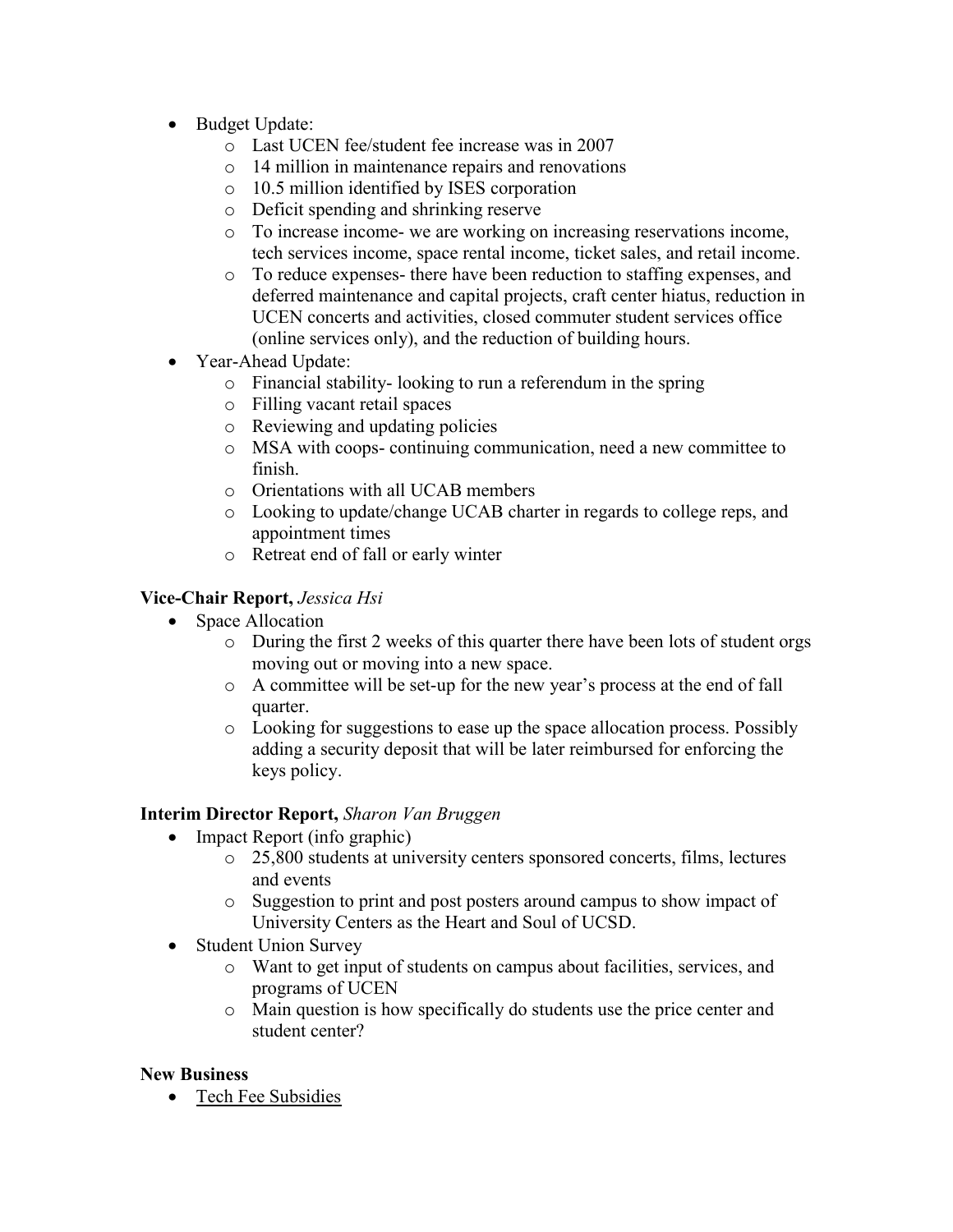- Budget Update:
  - Last UCEN fee/student fee increase was in 2007
  - 14 million in maintenance repairs and renovations
  - 10.5 million identified by ISES corporation
  - Deficit spending and shrinking reserve
  - To increase income- we are working on increasing reservations income, tech services income, space rental income, ticket sales, and retail income.
  - To reduce expenses- there have been reduction to staffing expenses, and deferred maintenance and capital projects, craft center hiatus, reduction in UCEN concerts and activities, closed commuter student services office (online services only), and the reduction of building hours.
- Year-Ahead Update:
  - Financial stability- looking to run a referendum in the spring
  - Filling vacant retail spaces
  - Reviewing and updating policies
  - MSA with coops- continuing communication, need a new committee to finish.
  - Orientations with all UCAB members
  - Looking to update/change UCAB charter in regards to college reps, and appointment times
  - Retreat end of fall or early winter

**Vice-Chair Report,** *Jessica Hsi*

- Space Allocation
  - During the first 2 weeks of this quarter there have been lots of student orgs moving out or moving into a new space.
  - A committee will be set-up for the new year's process at the end of fall quarter.
  - Looking for suggestions to ease up the space allocation process. Possibly adding a security deposit that will be later reimbursed for enforcing the keys policy.

**Interim Director Report,** *Sharon Van Bruggen*

- Impact Report (info graphic)
  - 25,800 students at university centers sponsored concerts, films, lectures and events
  - Suggestion to print and post posters around campus to show impact of University Centers as the Heart and Soul of UCSD.
- Student Union Survey
  - Want to get input of students on campus about facilities, services, and programs of UCEN
  - Main question is how specifically do students use the price center and student center?

**New Business**

- Tech Fee Subsidies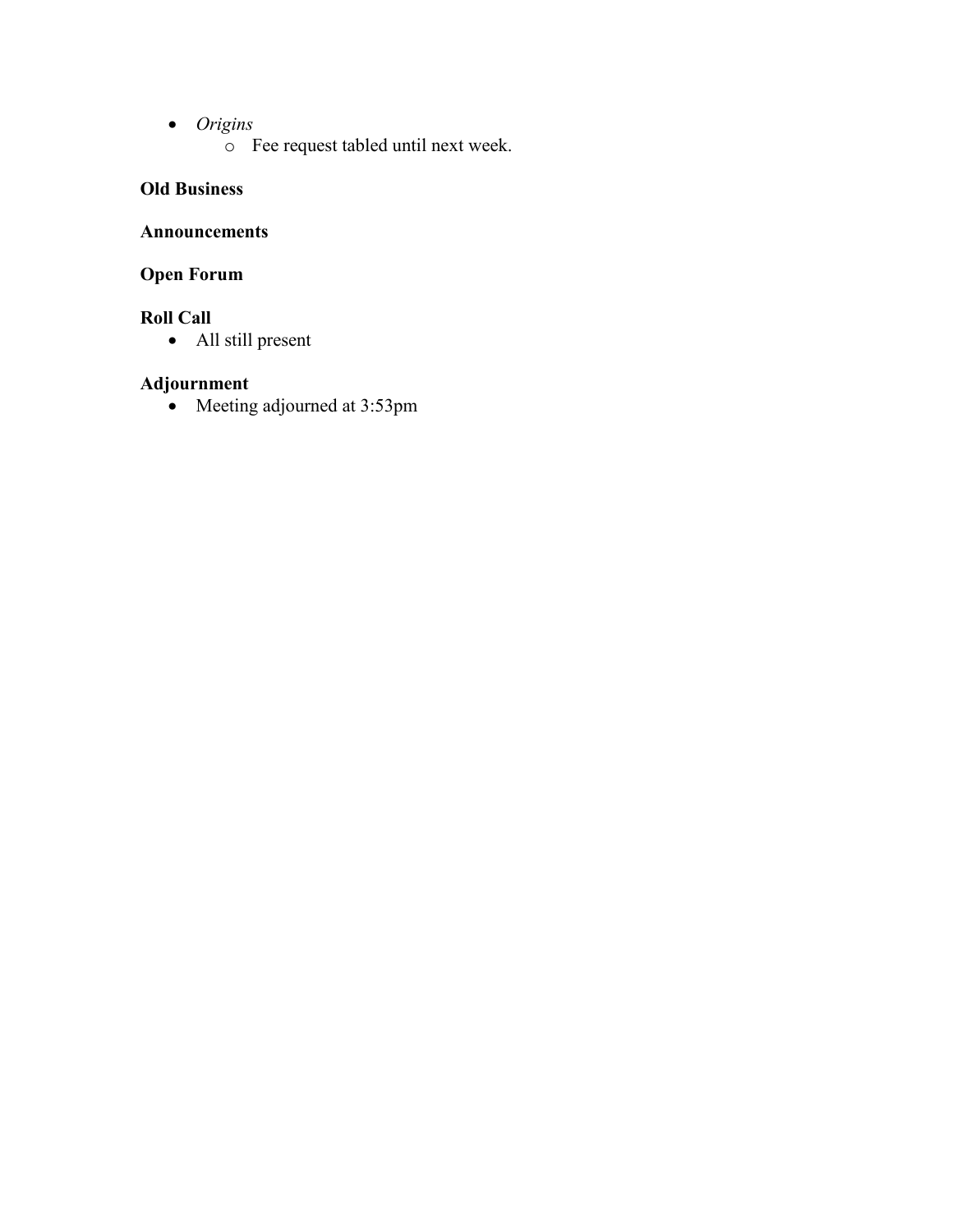- *Origins*
    - Fee request tabled until next week.

**Old Business**

**Announcements**

**Open Forum**

**Roll Call**

- All still present

**Adjournment**

- Meeting adjourned at 3:53pm